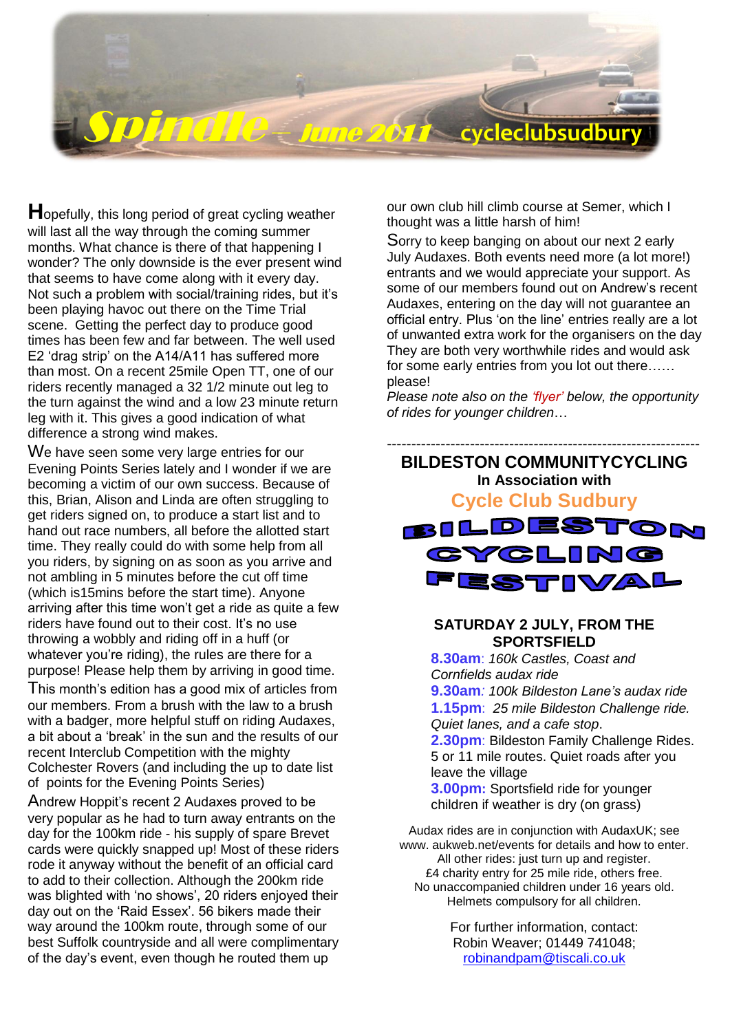# Spindle – June 2011 cycleclubsudbury

Hopefully, this long period of great cycling weather will last all the way through the coming summer months. What chance is there of that happening I wonder? The only downside is the ever present wind that seems to have come along with it every day. Not such a problem with social/training rides, but it's been playing havoc out there on the Time Trial scene. Getting the perfect day to produce good times has been few and far between. The well used E2 'drag strip' on the A14/A11 has suffered more than most. On a recent 25mile Open TT, one of our riders recently managed a 32 1/2 minute out leg to the turn against the wind and a low 23 minute return leg with it. This gives a good indication of what difference a strong wind makes.

We have seen some very large entries for our Evening Points Series lately and I wonder if we are becoming a victim of our own success. Because of this, Brian, Alison and Linda are often struggling to get riders signed on, to produce a start list and to hand out race numbers, all before the allotted start time. They really could do with some help from all you riders, by signing on as soon as you arrive and not ambling in 5 minutes before the cut off time (which is15mins before the start time). Anyone arriving after this time won't get a ride as quite a few riders have found out to their cost. It's no use throwing a wobbly and riding off in a huff (or whatever you're riding), the rules are there for a purpose! Please help them by arriving in good time.

This month's edition has a good mix of articles from our members. From a brush with the law to a brush with a badger, more helpful stuff on riding Audaxes, a bit about a 'break' in the sun and the results of our recent Interclub Competition with the mighty Colchester Rovers (and including the up to date list of points for the Evening Points Series)

Andrew Hoppit's recent 2 Audaxes proved to be very popular as he had to turn away entrants on the day for the 100km ride - his supply of spare Brevet cards were quickly snapped up! Most of these riders rode it anyway without the benefit of an official card to add to their collection. Although the 200km ride was blighted with 'no shows', 20 riders enjoyed their day out on the 'Raid Essex'. 56 bikers made their way around the 100km route, through some of our best Suffolk countryside and all were complimentary of the day's event, even though he routed them up our own club hill climb course at Semer, which I thought was a little harsh of him!

Sorry to keep banging on about our next 2 early July Audaxes. Both events need more (a lot more!) entrants and we would appreciate your support. As some of our members found out on Andrew's recent Audaxes, entering on the day will not guarantee an official entry. Plus 'on the line' entries really are a lot of unwanted extra work for the organisers on the day They are both very worthwhile rides and would ask for some early entries from you lot out there…… please!

*Please note also on the 'flyer' below, the opportunity of rides for younger children…*

---

## BILDESTON COMMUNITYCYCLING
### In Association with
### Cycle Club Sudbury

# BILDESTON CYCLING FESTIVAL

**SATURDAY 2 JULY, FROM THE SPORTSFIELD**

**8.30am**: *160k Castles, Coast and Cornfields audax ride*

**9.30am**: *100k Bildeston Lane's audax ride*

**1.15pm**: *25 mile Bildeston Challenge ride. Quiet lanes, and a cafe stop.*

**2.30pm**: Bildeston Family Challenge Rides. 5 or 11 mile routes. Quiet roads after you leave the village

**3.00pm:** Sportsfield ride for younger children if weather is dry (on grass)

Audax rides are in conjunction with AudaxUK; see www. aukweb.net/events for details and how to enter.
All other rides: just turn up and register.
£4 charity entry for 25 mile ride, others free.
No unaccompanied children under 16 years old.
Helmets compulsory for all children.

For further information, contact:
Robin Weaver; 01449 741048;
robinandpam@tiscali.co.uk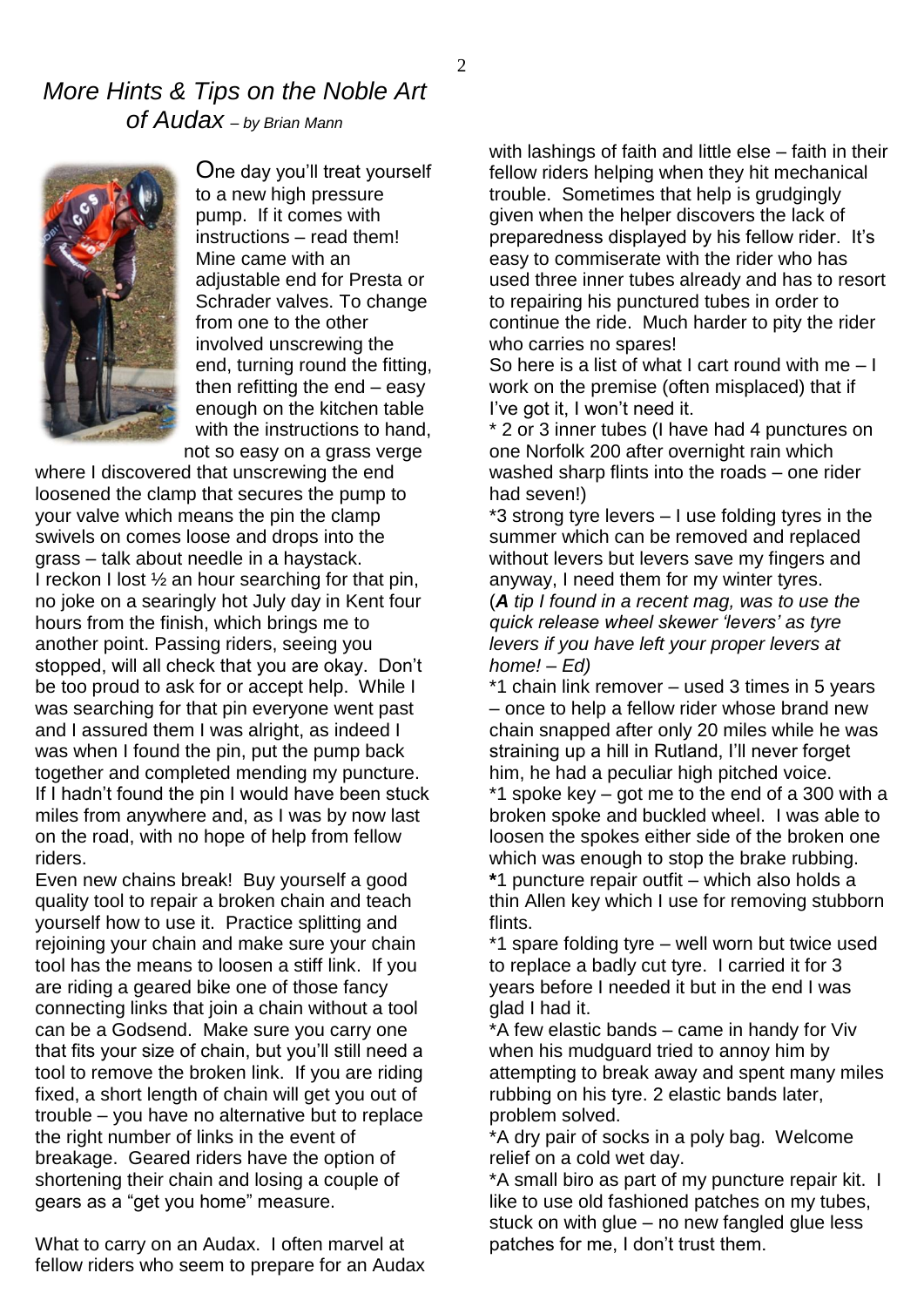# *More Hints & Tips on the Noble Art of Audax* – *by Brian Mann*

One day you'll treat yourself to a new high pressure pump. If it comes with instructions – read them! Mine came with an adjustable end for Presta or Schrader valves. To change from one to the other involved unscrewing the end, turning round the fitting, then refitting the end – easy enough on the kitchen table with the instructions to hand, not so easy on a grass verge where I discovered that unscrewing the end loosened the clamp that secures the pump to your valve which means the pin the clamp swivels on comes loose and drops into the grass – talk about needle in a haystack.

I reckon I lost ½ an hour searching for that pin, no joke on a searingly hot July day in Kent four hours from the finish, which brings me to another point. Passing riders, seeing you stopped, will all check that you are okay. Don't be too proud to ask for or accept help. While I was searching for that pin everyone went past and I assured them I was alright, as indeed I was when I found the pin, put the pump back together and completed mending my puncture. If I hadn't found the pin I would have been stuck miles from anywhere and, as I was by now last on the road, with no hope of help from fellow riders.

Even new chains break! Buy yourself a good quality tool to repair a broken chain and teach yourself how to use it. Practice splitting and rejoining your chain and make sure your chain tool has the means to loosen a stiff link. If you are riding a geared bike one of those fancy connecting links that join a chain without a tool can be a Godsend. Make sure you carry one that fits your size of chain, but you'll still need a tool to remove the broken link. If you are riding fixed, a short length of chain will get you out of trouble – you have no alternative but to replace the right number of links in the event of breakage. Geared riders have the option of shortening their chain and losing a couple of gears as a "get you home" measure.

What to carry on an Audax. I often marvel at fellow riders who seem to prepare for an Audax with lashings of faith and little else – faith in their fellow riders helping when they hit mechanical trouble. Sometimes that help is grudgingly given when the helper discovers the lack of preparedness displayed by his fellow rider. It's easy to commiserate with the rider who has used three inner tubes already and has to resort to repairing his punctured tubes in order to continue the ride. Much harder to pity the rider who carries no spares!

So here is a list of what I cart round with me – I work on the premise (often misplaced) that if I've got it, I won't need it.

* 2 or 3 inner tubes (I have had 4 punctures on one Norfolk 200 after overnight rain which washed sharp flints into the roads – one rider had seven!)

*3 strong tyre levers – I use folding tyres in the summer which can be removed and replaced without levers but levers save my fingers and anyway, I need them for my winter tyres. (***A** tip I found in a recent mag, was to use the quick release wheel skewer 'levers' as tyre levers if you have left your proper levers at home! – Ed)*

*1 chain link remover – used 3 times in 5 years – once to help a fellow rider whose brand new chain snapped after only 20 miles while he was straining up a hill in Rutland, I'll never forget him, he had a peculiar high pitched voice.

*1 spoke key – got me to the end of a 300 with a broken spoke and buckled wheel. I was able to loosen the spokes either side of the broken one which was enough to stop the brake rubbing.

*1 puncture repair outfit – which also holds a thin Allen key which I use for removing stubborn flints.

*1 spare folding tyre – well worn but twice used to replace a badly cut tyre. I carried it for 3 years before I needed it but in the end I was glad I had it.

*A few elastic bands – came in handy for Viv when his mudguard tried to annoy him by attempting to break away and spent many miles rubbing on his tyre. 2 elastic bands later, problem solved.

*A dry pair of socks in a poly bag. Welcome relief on a cold wet day.

*A small biro as part of my puncture repair kit. I like to use old fashioned patches on my tubes, stuck on with glue – no new fangled glue less patches for me, I don't trust them.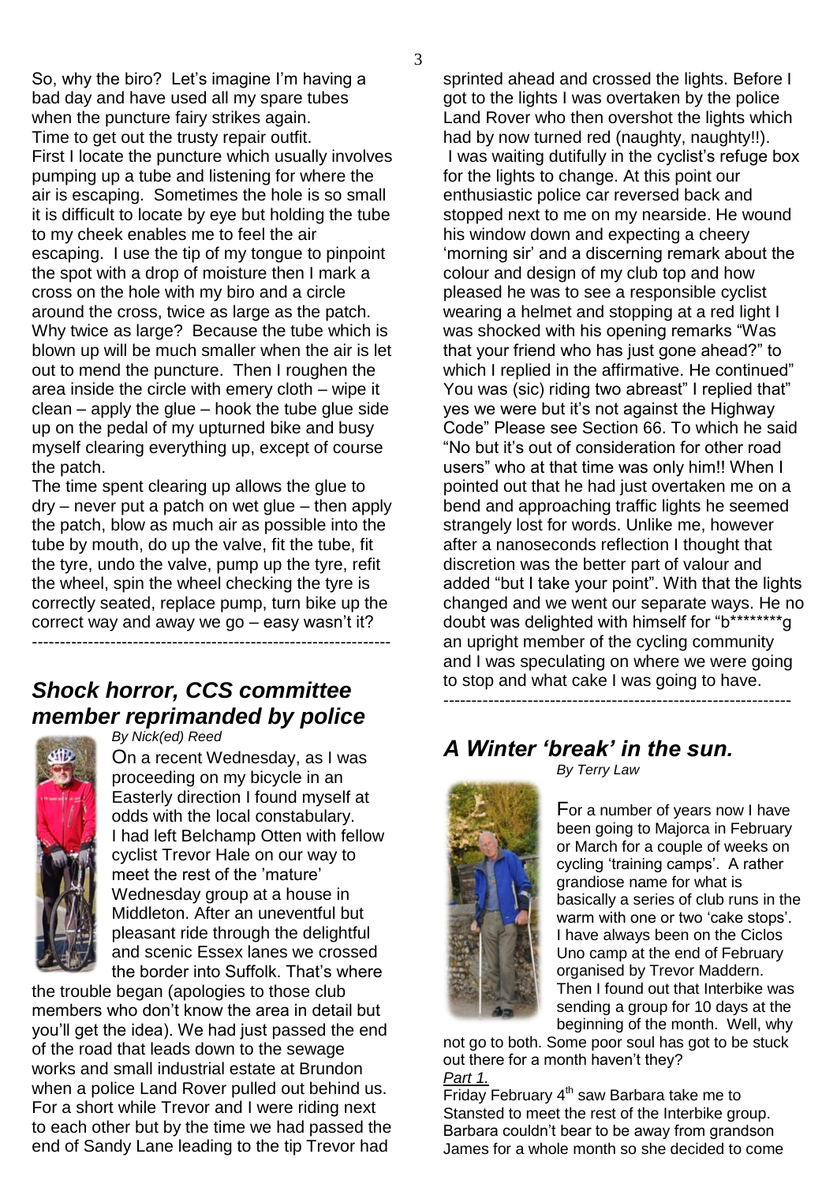So, why the biro? Let's imagine I'm having a bad day and have used all my spare tubes when the puncture fairy strikes again. Time to get out the trusty repair outfit. First I locate the puncture which usually involves pumping up a tube and listening for where the air is escaping. Sometimes the hole is so small it is difficult to locate by eye but holding the tube to my cheek enables me to feel the air escaping. I use the tip of my tongue to pinpoint the spot with a drop of moisture then I mark a cross on the hole with my biro and a circle around the cross, twice as large as the patch. Why twice as large? Because the tube which is blown up will be much smaller when the air is let out to mend the puncture. Then I roughen the area inside the circle with emery cloth – wipe it clean – apply the glue – hook the tube glue side up on the pedal of my upturned bike and busy myself clearing everything up, except of course the patch.

The time spent clearing up allows the glue to dry – never put a patch on wet glue – then apply the patch, blow as much air as possible into the tube by mouth, do up the valve, fit the tube, fit the tyre, undo the valve, pump up the tyre, refit the wheel, spin the wheel checking the tyre is correctly seated, replace pump, turn bike up the correct way and away we go – easy wasn't it?

---

## *Shock horror, CCS committee member reprimanded by police*

*By Nick(ed) Reed*

On a recent Wednesday, as I was proceeding on my bicycle in an Easterly direction I found myself at odds with the local constabulary. I had left Belchamp Otten with fellow cyclist Trevor Hale on our way to meet the rest of the 'mature' Wednesday group at a house in Middleton. After an uneventful but pleasant ride through the delightful and scenic Essex lanes we crossed the border into Suffolk. That's where the trouble began (apologies to those club members who don't know the area in detail but you'll get the idea). We had just passed the end of the road that leads down to the sewage works and small industrial estate at Brundon when a police Land Rover pulled out behind us. For a short while Trevor and I were riding next to each other but by the time we had passed the end of Sandy Lane leading to the tip Trevor had sprinted ahead and crossed the lights. Before I got to the lights I was overtaken by the police Land Rover who then overshot the lights which had by now turned red (naughty, naughty!!).

I was waiting dutifully in the cyclist's refuge box for the lights to change. At this point our enthusiastic police car reversed back and stopped next to me on my nearside. He wound his window down and expecting a cheery 'morning sir' and a discerning remark about the colour and design of my club top and how pleased he was to see a responsible cyclist wearing a helmet and stopping at a red light I was shocked with his opening remarks "Was that your friend who has just gone ahead?" to which I replied in the affirmative. He continued" You was (sic) riding two abreast" I replied that" yes we were but it's not against the Highway Code" Please see Section 66. To which he said "No but it's out of consideration for other road users" who at that time was only him!! When I pointed out that he had just overtaken me on a bend and approaching traffic lights he seemed strangely lost for words. Unlike me, however after a nanoseconds reflection I thought that discretion was the better part of valour and added "but I take your point". With that the lights changed and we went our separate ways. He no doubt was delighted with himself for "b********g an upright member of the cycling community and I was speculating on where we were going to stop and what cake I was going to have.

---

## *A Winter 'break' in the sun.*

*By Terry Law*

For a number of years now I have been going to Majorca in February or March for a couple of weeks on cycling 'training camps'. A rather grandiose name for what is basically a series of club runs in the warm with one or two 'cake stops'. I have always been on the Ciclos Uno camp at the end of February organised by Trevor Maddern. Then I found out that Interbike was sending a group for 10 days at the beginning of the month. Well, why not go to both. Some poor soul has got to be stuck out there for a month haven't they?

*Part 1.*

Friday February 4th saw Barbara take me to Stansted to meet the rest of the Interbike group. Barbara couldn't bear to be away from grandson James for a whole month so she decided to come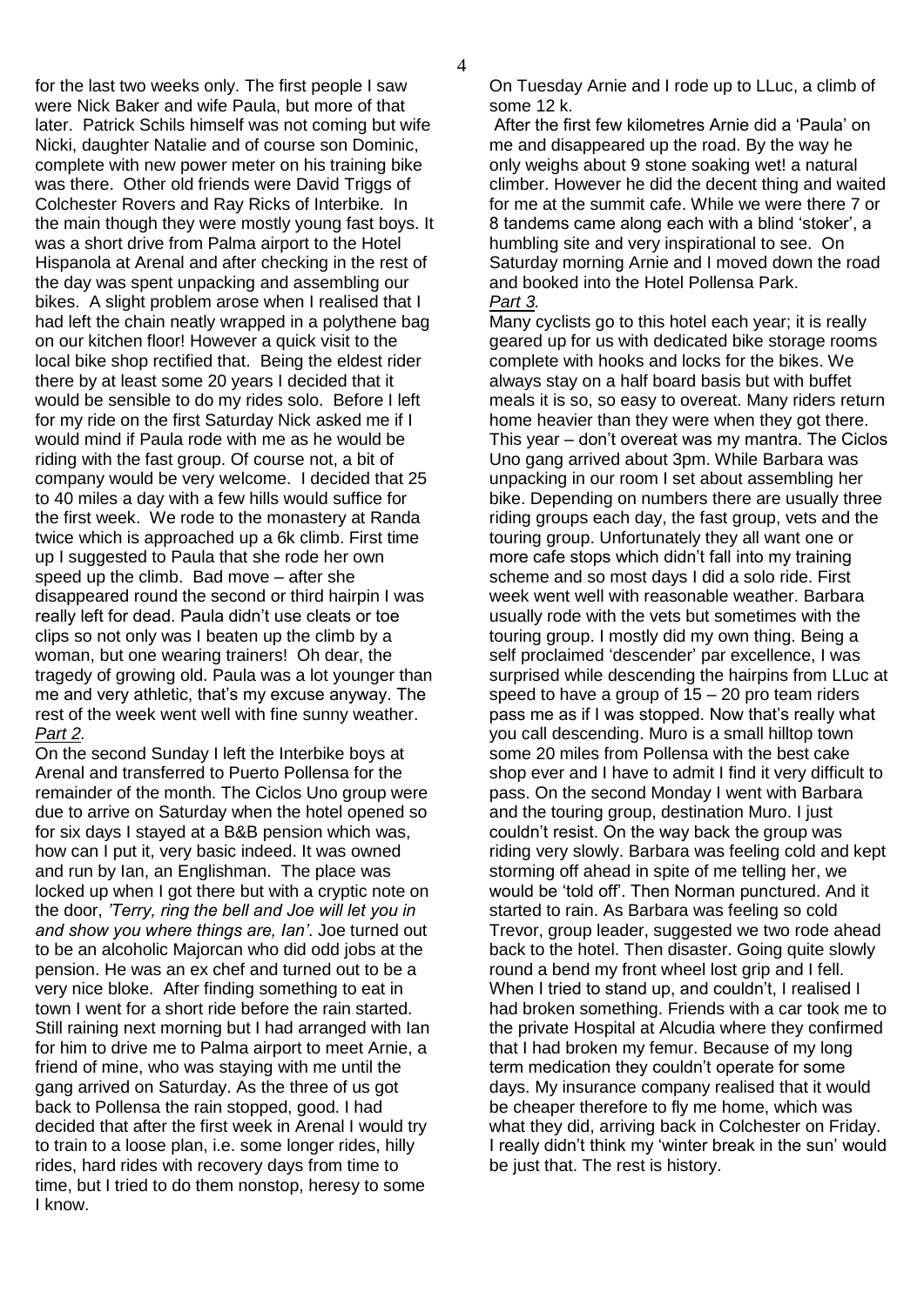for the last two weeks only. The first people I saw were Nick Baker and wife Paula, but more of that later. Patrick Schils himself was not coming but wife Nicki, daughter Natalie and of course son Dominic, complete with new power meter on his training bike was there. Other old friends were David Triggs of Colchester Rovers and Ray Ricks of Interbike. In the main though they were mostly young fast boys. It was a short drive from Palma airport to the Hotel Hispanola at Arenal and after checking in the rest of the day was spent unpacking and assembling our bikes. A slight problem arose when I realised that I had left the chain neatly wrapped in a polythene bag on our kitchen floor! However a quick visit to the local bike shop rectified that. Being the eldest rider there by at least some 20 years I decided that it would be sensible to do my rides solo. Before I left for my ride on the first Saturday Nick asked me if I would mind if Paula rode with me as he would be riding with the fast group. Of course not, a bit of company would be very welcome. I decided that 25 to 40 miles a day with a few hills would suffice for the first week. We rode to the monastery at Randa twice which is approached up a 6k climb. First time up I suggested to Paula that she rode her own speed up the climb. Bad move – after she disappeared round the second or third hairpin I was really left for dead. Paula didn't use cleats or toe clips so not only was I beaten up the climb by a woman, but one wearing trainers! Oh dear, the tragedy of growing old. Paula was a lot younger than me and very athletic, that's my excuse anyway. The rest of the week went well with fine sunny weather.

*Part 2.*

On the second Sunday I left the Interbike boys at Arenal and transferred to Puerto Pollensa for the remainder of the month. The Ciclos Uno group were due to arrive on Saturday when the hotel opened so for six days I stayed at a B&B pension which was, how can I put it, very basic indeed. It was owned and run by Ian, an Englishman. The place was locked up when I got there but with a cryptic note on the door, *'Terry, ring the bell and Joe will let you in and show you where things are, Ian'*. Joe turned out to be an alcoholic Majorcan who did odd jobs at the pension. He was an ex chef and turned out to be a very nice bloke. After finding something to eat in town I went for a short ride before the rain started. Still raining next morning but I had arranged with Ian for him to drive me to Palma airport to meet Arnie, a friend of mine, who was staying with me until the gang arrived on Saturday. As the three of us got back to Pollensa the rain stopped, good. I had decided that after the first week in Arenal I would try to train to a loose plan, i.e. some longer rides, hilly rides, hard rides with recovery days from time to time, but I tried to do them nonstop, heresy to some I know.

On Tuesday Arnie and I rode up to LLuc, a climb of some 12 k.

After the first few kilometres Arnie did a 'Paula' on me and disappeared up the road. By the way he only weighs about 9 stone soaking wet! a natural climber. However he did the decent thing and waited for me at the summit cafe. While we were there 7 or 8 tandems came along each with a blind 'stoker', a humbling site and very inspirational to see. On Saturday morning Arnie and I moved down the road and booked into the Hotel Pollensa Park.

*Part 3.*

Many cyclists go to this hotel each year; it is really geared up for us with dedicated bike storage rooms complete with hooks and locks for the bikes. We always stay on a half board basis but with buffet meals it is so, so easy to overeat. Many riders return home heavier than they were when they got there. This year – don't overeat was my mantra. The Ciclos Uno gang arrived about 3pm. While Barbara was unpacking in our room I set about assembling her bike. Depending on numbers there are usually three riding groups each day, the fast group, vets and the touring group. Unfortunately they all want one or more cafe stops which didn't fall into my training scheme and so most days I did a solo ride. First week went well with reasonable weather. Barbara usually rode with the vets but sometimes with the touring group. I mostly did my own thing. Being a self proclaimed 'descender' par excellence, I was surprised while descending the hairpins from LLuc at speed to have a group of 15 – 20 pro team riders pass me as if I was stopped. Now that's really what you call descending. Muro is a small hilltop town some 20 miles from Pollensa with the best cake shop ever and I have to admit I find it very difficult to pass. On the second Monday I went with Barbara and the touring group, destination Muro. I just couldn't resist. On the way back the group was riding very slowly. Barbara was feeling cold and kept storming off ahead in spite of me telling her, we would be 'told off'. Then Norman punctured. And it started to rain. As Barbara was feeling so cold Trevor, group leader, suggested we two rode ahead back to the hotel. Then disaster. Going quite slowly round a bend my front wheel lost grip and I fell. When I tried to stand up, and couldn't, I realised I had broken something. Friends with a car took me to the private Hospital at Alcudia where they confirmed that I had broken my femur. Because of my long term medication they couldn't operate for some days. My insurance company realised that it would be cheaper therefore to fly me home, which was what they did, arriving back in Colchester on Friday. I really didn't think my 'winter break in the sun' would be just that. The rest is history.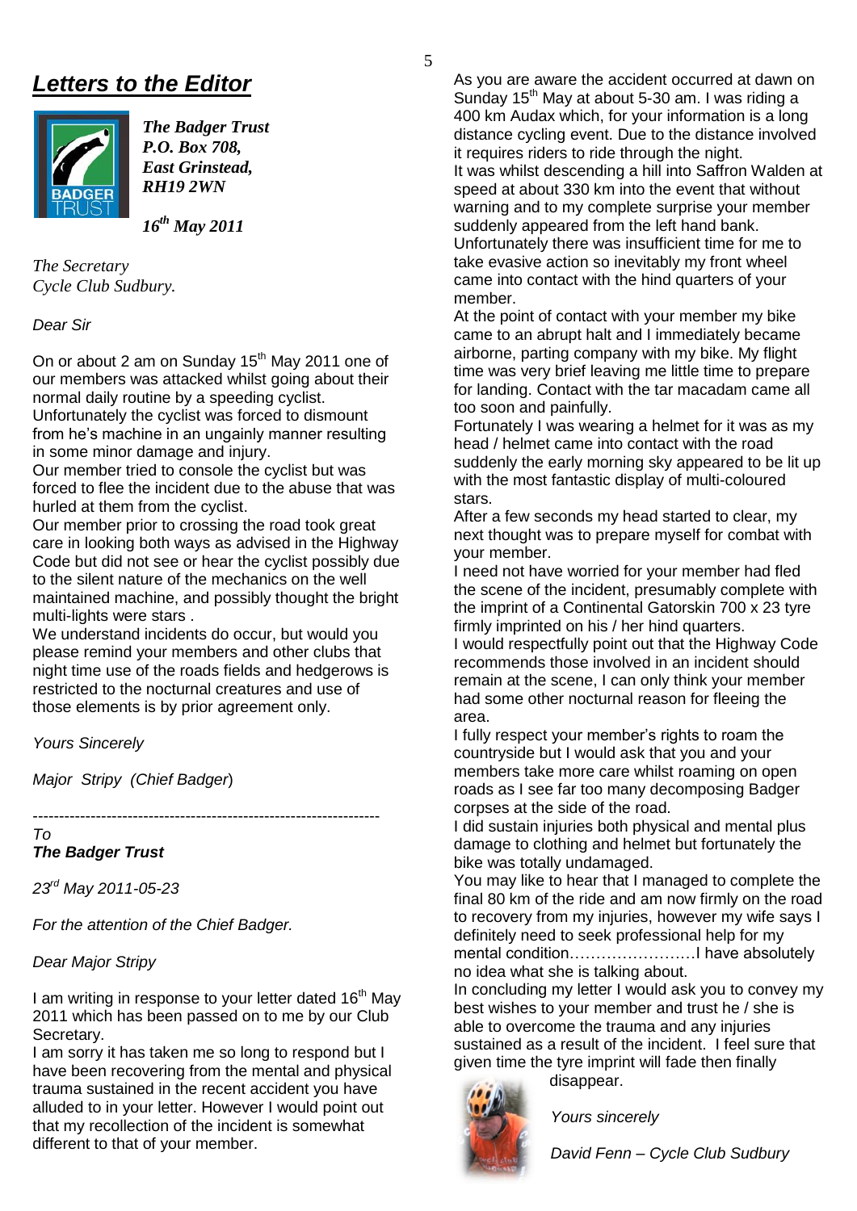# *Letters to the Editor*

***The Badger Trust***
***P.O. Box 708,***
***East Grinstead,***
***RH19 2WN***

***16th May 2011***

*The Secretary*
*Cycle Club Sudbury.*

*Dear Sir*

On or about 2 am on Sunday 15th May 2011 one of our members was attacked whilst going about their normal daily routine by a speeding cyclist.
Unfortunately the cyclist was forced to dismount from he's machine in an ungainly manner resulting in some minor damage and injury.
Our member tried to console the cyclist but was forced to flee the incident due to the abuse that was hurled at them from the cyclist.
Our member prior to crossing the road took great care in looking both ways as advised in the Highway Code but did not see or hear the cyclist possibly due to the silent nature of the mechanics on the well maintained machine, and possibly thought the bright multi-lights were stars .
We understand incidents do occur, but would you please remind your members and other clubs that night time use of the roads fields and hedgerows is restricted to the nocturnal creatures and use of those elements is by prior agreement only.

*Yours Sincerely*

*Major Stripy (Chief Badger)*

---

*To*
***The Badger Trust***

*23rd May 2011-05-23*

*For the attention of the Chief Badger.*

*Dear Major Stripy*

I am writing in response to your letter dated 16th May 2011 which has been passed on to me by our Club Secretary.
I am sorry it has taken me so long to respond but I have been recovering from the mental and physical trauma sustained in the recent accident you have alluded to in your letter. However I would point out that my recollection of the incident is somewhat different to that of your member.
As you are aware the accident occurred at dawn on Sunday 15th May at about 5-30 am. I was riding a 400 km Audax which, for your information is a long distance cycling event. Due to the distance involved it requires riders to ride through the night.
It was whilst descending a hill into Saffron Walden at speed at about 330 km into the event that without warning and to my complete surprise your member suddenly appeared from the left hand bank.
Unfortunately there was insufficient time for me to take evasive action so inevitably my front wheel came into contact with the hind quarters of your member.
At the point of contact with your member my bike came to an abrupt halt and I immediately became airborne, parting company with my bike. My flight time was very brief leaving me little time to prepare for landing. Contact with the tar macadam came all too soon and painfully.
Fortunately I was wearing a helmet for it was as my head / helmet came into contact with the road suddenly the early morning sky appeared to be lit up with the most fantastic display of multi-coloured stars.
After a few seconds my head started to clear, my next thought was to prepare myself for combat with your member.
I need not have worried for your member had fled the scene of the incident, presumably complete with the imprint of a Continental Gatorskin 700 x 23 tyre firmly imprinted on his / her hind quarters.
I would respectfully point out that the Highway Code recommends those involved in an incident should remain at the scene, I can only think your member had some other nocturnal reason for fleeing the area.
I fully respect your member's rights to roam the countryside but I would ask that you and your members take more care whilst roaming on open roads as I see far too many decomposing Badger corpses at the side of the road.
I did sustain injuries both physical and mental plus damage to clothing and helmet but fortunately the bike was totally undamaged.
You may like to hear that I managed to complete the final 80 km of the ride and am now firmly on the road to recovery from my injuries, however my wife says I definitely need to seek professional help for my mental condition……………………I have absolutely no idea what she is talking about.
In concluding my letter I would ask you to convey my best wishes to your member and trust he / she is able to overcome the trauma and any injuries sustained as a result of the incident. I feel sure that given time the tyre imprint will fade then finally disappear.

*Yours sincerely*

*David Fenn – Cycle Club Sudbury*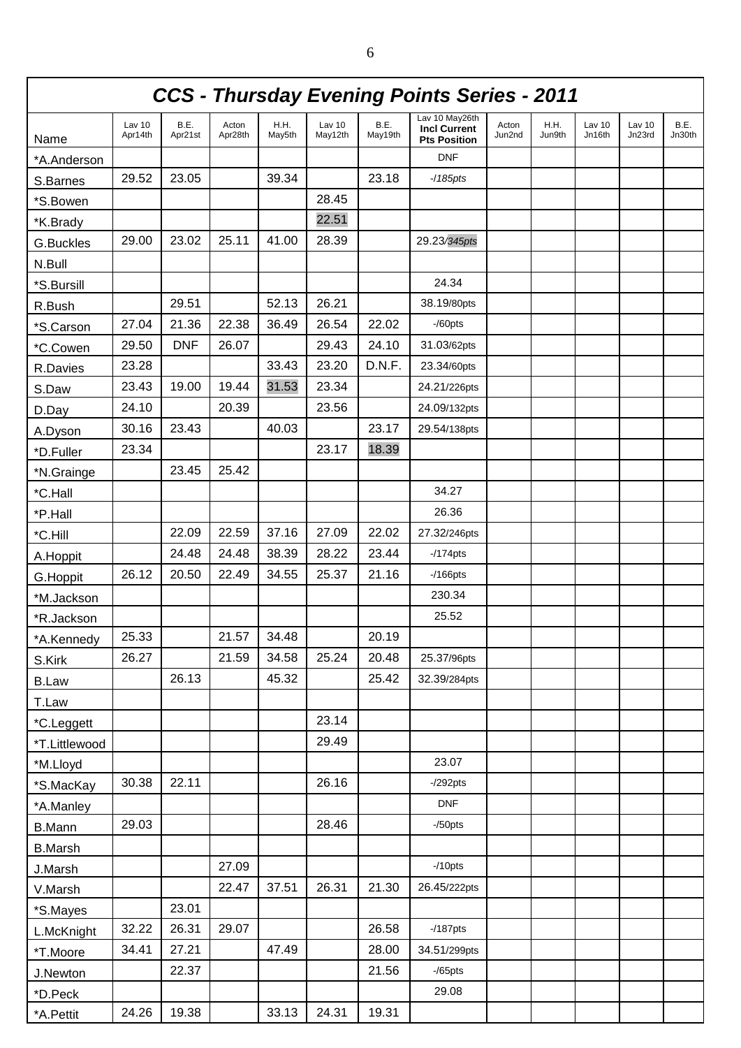# CCS - Thursday Evening Points Series - 2011

| Name | Lav 10 Apr14th | B.E. Apr21st | Acton Apr28th | H.H. May5th | Lav 10 May12th | B.E. May19th | Lav 10 May26th **Incl Current Pts Position** | Acton Jun2nd | H.H. Jun9th | Lav 10 Jn16th | Lav 10 Jn23rd | B.E. Jn30th |
|---|---|---|---|---|---|---|---|---|---|---|---|---|
| *A.Anderson | | | | | | | DNF | | | | | |
| S.Barnes | 29.52 | 23.05 | | 39.34 | | 23.18 | -/185pts | | | | | |
| *S.Bowen | | | | | 28.45 | | | | | | | |
| *K.Brady | | | | | 22.51 | | | | | | | |
| G.Buckles | 29.00 | 23.02 | 25.11 | 41.00 | 28.39 | | 29.23/345pts | | | | | |
| N.Bull | | | | | | | | | | | | |
| *S.Bursill | | | | | | | 24.34 | | | | | |
| R.Bush | | 29.51 | | 52.13 | 26.21 | | 38.19/80pts | | | | | |
| *S.Carson | 27.04 | 21.36 | 22.38 | 36.49 | 26.54 | 22.02 | -/60pts | | | | | |
| *C.Cowen | 29.50 | DNF | 26.07 | | 29.43 | 24.10 | 31.03/62pts | | | | | |
| R.Davies | 23.28 | | | 33.43 | 23.20 | D.N.F. | 23.34/60pts | | | | | |
| S.Daw | 23.43 | 19.00 | 19.44 | 31.53 | 23.34 | | 24.21/226pts | | | | | |
| D.Day | 24.10 | | 20.39 | | 23.56 | | 24.09/132pts | | | | | |
| A.Dyson | 30.16 | 23.43 | | 40.03 | | 23.17 | 29.54/138pts | | | | | |
| *D.Fuller | 23.34 | | | | 23.17 | 18.39 | | | | | | |
| *N.Grainge | | 23.45 | 25.42 | | | | | | | | | |
| *C.Hall | | | | | | | 34.27 | | | | | |
| *P.Hall | | | | | | | 26.36 | | | | | |
| *C.Hill | | 22.09 | 22.59 | 37.16 | 27.09 | 22.02 | 27.32/246pts | | | | | |
| A.Hoppit | | 24.48 | 24.48 | 38.39 | 28.22 | 23.44 | -/174pts | | | | | |
| G.Hoppit | 26.12 | 20.50 | 22.49 | 34.55 | 25.37 | 21.16 | -/166pts | | | | | |
| *M.Jackson | | | | | | | 230.34 | | | | | |
| *R.Jackson | | | | | | | 25.52 | | | | | |
| *A.Kennedy | 25.33 | | 21.57 | 34.48 | | 20.19 | | | | | | |
| S.Kirk | 26.27 | | 21.59 | 34.58 | 25.24 | 20.48 | 25.37/96pts | | | | | |
| B.Law | | 26.13 | | 45.32 | | 25.42 | 32.39/284pts | | | | | |
| T.Law | | | | | | | | | | | | |
| *C.Leggett | | | | | 23.14 | | | | | | | |
| *T.Littlewood | | | | | 29.49 | | | | | | | |
| *M.Lloyd | | | | | | | 23.07 | | | | | |
| *S.MacKay | 30.38 | 22.11 | | | 26.16 | | -/292pts | | | | | |
| *A.Manley | | | | | | | DNF | | | | | |
| B.Mann | 29.03 | | | | 28.46 | | -/50pts | | | | | |
| B.Marsh | | | | | | | | | | | | |
| J.Marsh | | | 27.09 | | | | -/10pts | | | | | |
| V.Marsh | | | 22.47 | 37.51 | 26.31 | 21.30 | 26.45/222pts | | | | | |
| *S.Mayes | | 23.01 | | | | | | | | | | |
| L.McKnight | 32.22 | 26.31 | 29.07 | | | 26.58 | -/187pts | | | | | |
| *T.Moore | 34.41 | 27.21 | | 47.49 | | 28.00 | 34.51/299pts | | | | | |
| J.Newton | | 22.37 | | | | 21.56 | -/65pts | | | | | |
| *D.Peck | | | | | | | 29.08 | | | | | |
| *A.Pettit | 24.26 | 19.38 | | 33.13 | 24.31 | 19.31 | | | | | | |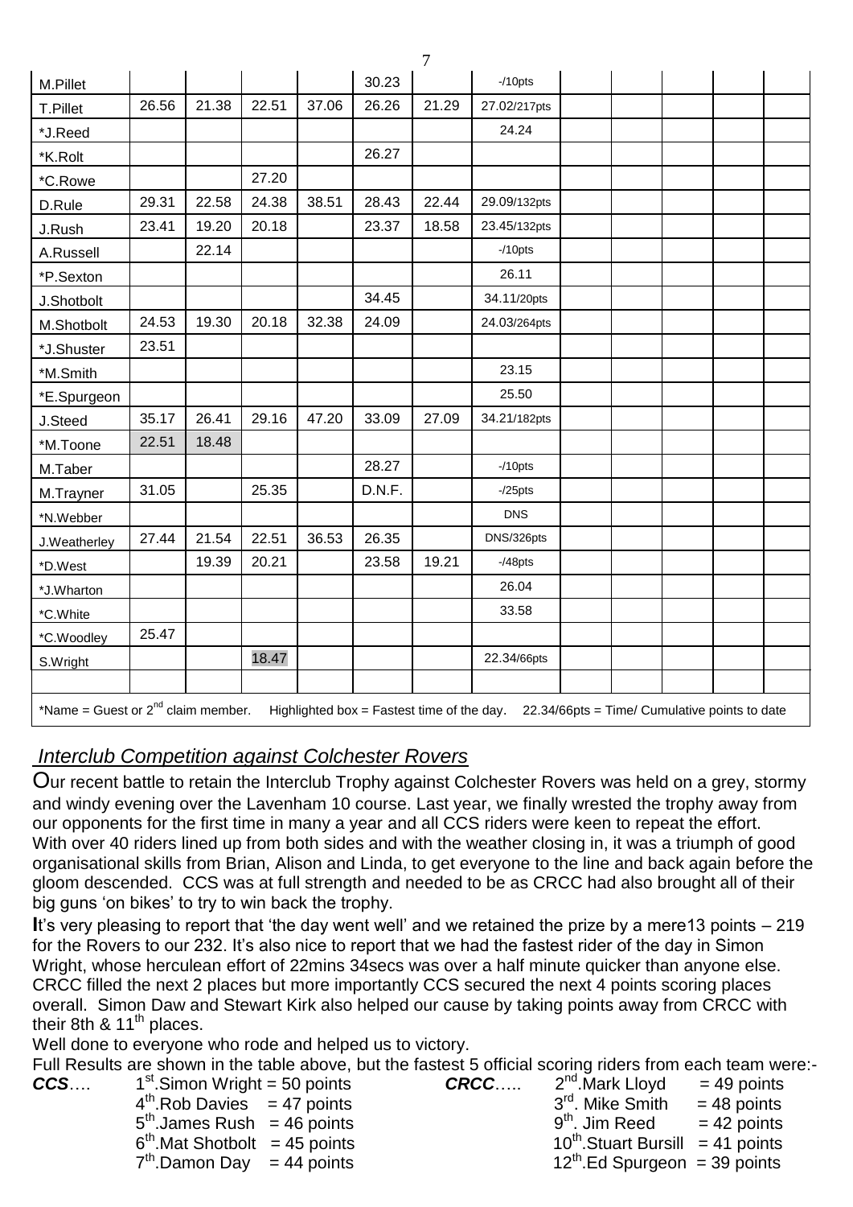| | | | | | | | | | | | | |
|---|---|---|---|---|---|---|---|---|---|---|---|---|
| M.Pillet | | | | | 30.23 | | -/10pts | | | | | |
| T.Pillet | 26.56 | 21.38 | 22.51 | 37.06 | 26.26 | 21.29 | 27.02/217pts | | | | | |
| *J.Reed | | | | | | | 24.24 | | | | | |
| *K.Rolt | | | | | 26.27 | | | | | | | |
| *C.Rowe | | | 27.20 | | | | | | | | | |
| D.Rule | 29.31 | 22.58 | 24.38 | 38.51 | 28.43 | 22.44 | 29.09/132pts | | | | | |
| J.Rush | 23.41 | 19.20 | 20.18 | | 23.37 | 18.58 | 23.45/132pts | | | | | |
| A.Russell | | 22.14 | | | | | -/10pts | | | | | |
| *P.Sexton | | | | | | | 26.11 | | | | | |
| J.Shotbolt | | | | | 34.45 | | 34.11/20pts | | | | | |
| M.Shotbolt | 24.53 | 19.30 | 20.18 | 32.38 | 24.09 | | 24.03/264pts | | | | | |
| *J.Shuster | 23.51 | | | | | | | | | | | |
| *M.Smith | | | | | | | 23.15 | | | | | |
| *E.Spurgeon | | | | | | | 25.50 | | | | | |
| J.Steed | 35.17 | 26.41 | 29.16 | 47.20 | 33.09 | 27.09 | 34.21/182pts | | | | | |
| *M.Toone | 22.51 | 18.48 | | | | | | | | | | |
| M.Taber | | | | | 28.27 | | -/10pts | | | | | |
| M.Trayner | 31.05 | | 25.35 | | D.N.F. | | -/25pts | | | | | |
| *N.Webber | | | | | | | DNS | | | | | |
| J.Weatherley | 27.44 | 21.54 | 22.51 | 36.53 | 26.35 | | DNS/326pts | | | | | |
| *D.West | | 19.39 | 20.21 | | 23.58 | 19.21 | -/48pts | | | | | |
| *J.Wharton | | | | | | | 26.04 | | | | | |
| *C.White | | | | | | | 33.58 | | | | | |
| *C.Woodley | 25.47 | | | | | | | | | | | |
| S.Wright | | | 18.47 | | | | 22.34/66pts | | | | | |
| | | | | | | | | | | | | |

*Name = Guest or 2nd claim member. Highlighted box = Fastest time of the day. 22.34/66pts = Time/ Cumulative points to date

## *Interclub Competition against Colchester Rovers*

Our recent battle to retain the Interclub Trophy against Colchester Rovers was held on a grey, stormy and windy evening over the Lavenham 10 course. Last year, we finally wrested the trophy away from our opponents for the first time in many a year and all CCS riders were keen to repeat the effort. With over 40 riders lined up from both sides and with the weather closing in, it was a triumph of good organisational skills from Brian, Alison and Linda, to get everyone to the line and back again before the gloom descended. CCS was at full strength and needed to be as CRCC had also brought all of their big guns 'on bikes' to try to win back the trophy.

**I**t's very pleasing to report that 'the day went well' and we retained the prize by a mere13 points – 219 for the Rovers to our 232. It's also nice to report that we had the fastest rider of the day in Simon Wright, whose herculean effort of 22mins 34secs was over a half minute quicker than anyone else. CRCC filled the next 2 places but more importantly CCS secured the next 4 points scoring places overall. Simon Daw and Stewart Kirk also helped our cause by taking points away from CRCC with their 8th & 11th places.

Well done to everyone who rode and helped us to victory.

Full Results are shown in the table above, but the fastest 5 official scoring riders from each team were:-

***CCS***….
- 1st.Simon Wright = 50 points
- 4th.Rob Davies = 47 points
- 5th.James Rush = 46 points
- 6th.Mat Shotbolt = 45 points
- 7th.Damon Day = 44 points

***CRCC***…..
- 2nd.Mark Lloyd = 49 points
- 3rd. Mike Smith = 48 points
- 9th. Jim Reed = 42 points
- 10th.Stuart Bursill = 41 points
- 12th.Ed Spurgeon = 39 points